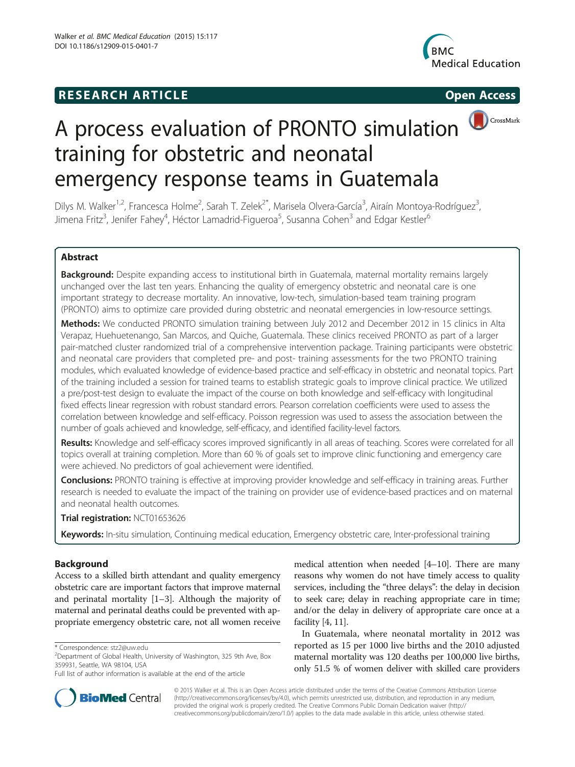RESEARCH ARTICLE

Open Access

# A process evaluation of PRONTO simulation training for obstetric and neonatal emergency response teams in Guatemala

Dilys M. Walker[1,2], Francesca Holme[2], Sarah T. Zelek[2*], Marisela Olvera-García[3], Airaín Montoya-Rodríguez[3], Jimena Fritz[3], Jenifer Fahey[4], Héctor Lamadrid-Figueroa[5], Susanna Cohen[3] and Edgar Kestler[6]

## Abstract

**Background:** Despite expanding access to institutional birth in Guatemala, maternal mortality remains largely unchanged over the last ten years. Enhancing the quality of emergency obstetric and neonatal care is one important strategy to decrease mortality. An innovative, low-tech, simulation-based team training program (PRONTO) aims to optimize care provided during obstetric and neonatal emergencies in low-resource settings.

**Methods:** We conducted PRONTO simulation training between July 2012 and December 2012 in 15 clinics in Alta Verapaz, Huehuetenango, San Marcos, and Quiche, Guatemala. These clinics received PRONTO as part of a larger pair-matched cluster randomized trial of a comprehensive intervention package. Training participants were obstetric and neonatal care providers that completed pre- and post- training assessments for the two PRONTO training modules, which evaluated knowledge of evidence-based practice and self-efficacy in obstetric and neonatal topics. Part of the training included a session for trained teams to establish strategic goals to improve clinical practice. We utilized a pre/post-test design to evaluate the impact of the course on both knowledge and self-efficacy with longitudinal fixed effects linear regression with robust standard errors. Pearson correlation coefficients were used to assess the correlation between knowledge and self-efficacy. Poisson regression was used to assess the association between the number of goals achieved and knowledge, self-efficacy, and identified facility-level factors.

**Results:** Knowledge and self-efficacy scores improved significantly in all areas of teaching. Scores were correlated for all topics overall at training completion. More than 60 % of goals set to improve clinic functioning and emergency care were achieved. No predictors of goal achievement were identified.

**Conclusions:** PRONTO training is effective at improving provider knowledge and self-efficacy in training areas. Further research is needed to evaluate the impact of the training on provider use of evidence-based practices and on maternal and neonatal health outcomes.

**Trial registration:** NCT01653626

**Keywords:** In-situ simulation, Continuing medical education, Emergency obstetric care, Inter-professional training

## Background

Access to a skilled birth attendant and quality emergency obstetric care are important factors that improve maternal and perinatal mortality [1–3]. Although the majority of maternal and perinatal deaths could be prevented with appropriate emergency obstetric care, not all women receive medical attention when needed [4–10]. There are many reasons why women do not have timely access to quality services, including the "three delays": the delay in decision to seek care; delay in reaching appropriate care in time; and/or the delay in delivery of appropriate care once at a facility [4, 11].

In Guatemala, where neonatal mortality in 2012 was reported as 15 per 1000 live births and the 2010 adjusted maternal mortality was 120 deaths per 100,000 live births, only 51.5 % of women deliver with skilled care providers

\* Correspondence: stz2@uw.edu
[2]Department of Global Health, University of Washington, 325 9th Ave, Box 359931, Seattle, WA 98104, USA
Full list of author information is available at the end of the article

© 2015 Walker et al. This is an Open Access article distributed under the terms of the Creative Commons Attribution License (http://creativecommons.org/licenses/by/4.0), which permits unrestricted use, distribution, and reproduction in any medium, provided the original work is properly credited. The Creative Commons Public Domain Dedication waiver (http://creativecommons.org/publicdomain/zero/1.0/) applies to the data made available in this article, unless otherwise stated.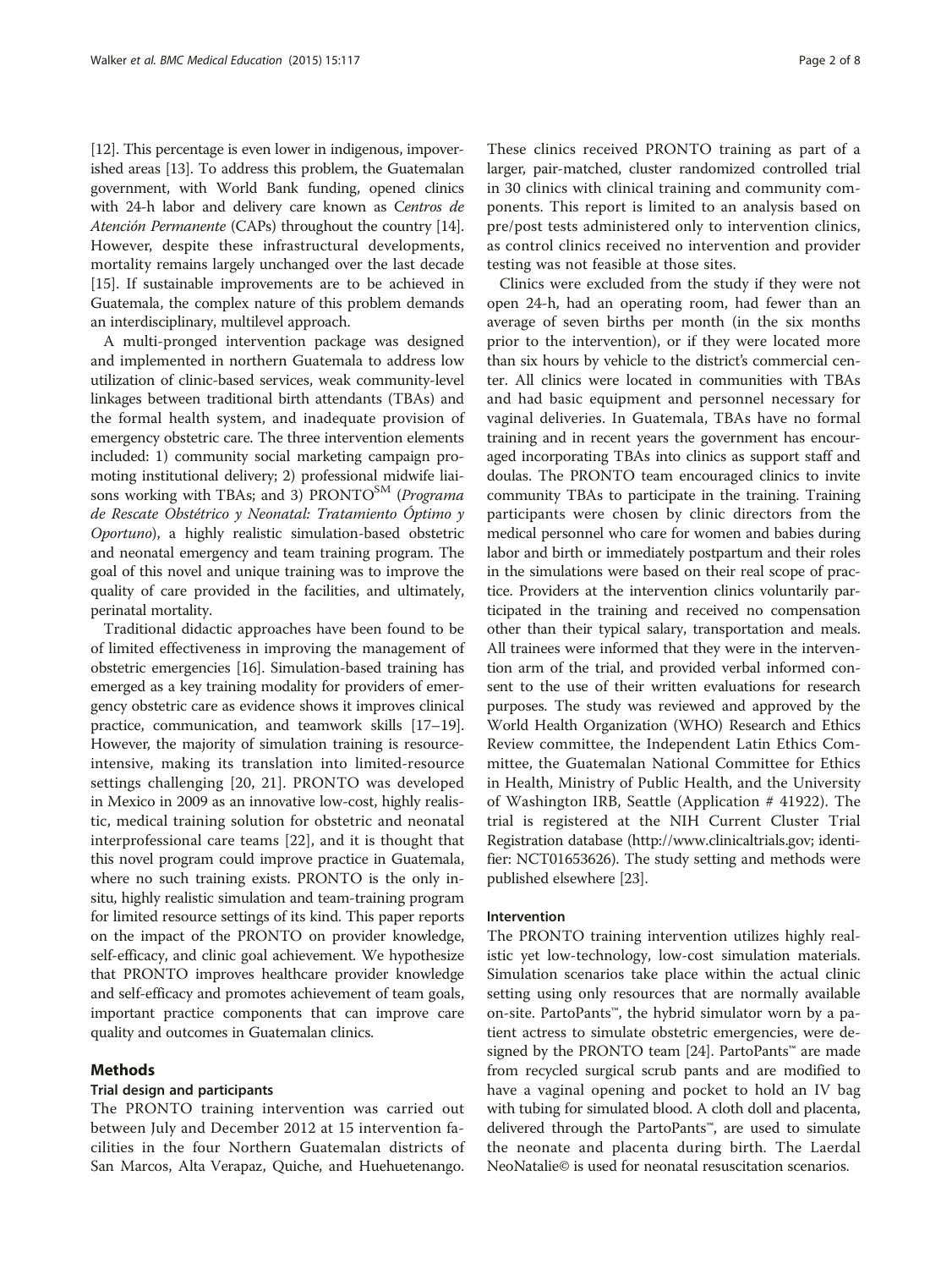[12]. This percentage is even lower in indigenous, impoverished areas [13]. To address this problem, the Guatemalan government, with World Bank funding, opened clinics with 24-h labor and delivery care known as *Centros de Atención Permanente* (CAPs) throughout the country [14]. However, despite these infrastructural developments, mortality remains largely unchanged over the last decade [15]. If sustainable improvements are to be achieved in Guatemala, the complex nature of this problem demands an interdisciplinary, multilevel approach.

A multi-pronged intervention package was designed and implemented in northern Guatemala to address low utilization of clinic-based services, weak community-level linkages between traditional birth attendants (TBAs) and the formal health system, and inadequate provision of emergency obstetric care. The three intervention elements included: 1) community social marketing campaign promoting institutional delivery; 2) professional midwife liaisons working with TBAs; and 3) PRONTO[SM] (*Programa de Rescate Obstétrico y Neonatal: Tratamiento Óptimo y Oportuno*), a highly realistic simulation-based obstetric and neonatal emergency and team training program. The goal of this novel and unique training was to improve the quality of care provided in the facilities, and ultimately, perinatal mortality.

Traditional didactic approaches have been found to be of limited effectiveness in improving the management of obstetric emergencies [16]. Simulation-based training has emerged as a key training modality for providers of emergency obstetric care as evidence shows it improves clinical practice, communication, and teamwork skills [17–19]. However, the majority of simulation training is resource-intensive, making its translation into limited-resource settings challenging [20, 21]. PRONTO was developed in Mexico in 2009 as an innovative low-cost, highly realistic, medical training solution for obstetric and neonatal interprofessional care teams [22], and it is thought that this novel program could improve practice in Guatemala, where no such training exists. PRONTO is the only in-situ, highly realistic simulation and team-training program for limited resource settings of its kind. This paper reports on the impact of the PRONTO on provider knowledge, self-efficacy, and clinic goal achievement. We hypothesize that PRONTO improves healthcare provider knowledge and self-efficacy and promotes achievement of team goals, important practice components that can improve care quality and outcomes in Guatemalan clinics.

## Methods

### Trial design and participants

The PRONTO training intervention was carried out between July and December 2012 at 15 intervention facilities in the four Northern Guatemalan districts of San Marcos, Alta Verapaz, Quiche, and Huehuetenango. These clinics received PRONTO training as part of a larger, pair-matched, cluster randomized controlled trial in 30 clinics with clinical training and community components. This report is limited to an analysis based on pre/post tests administered only to intervention clinics, as control clinics received no intervention and provider testing was not feasible at those sites.

Clinics were excluded from the study if they were not open 24-h, had an operating room, had fewer than an average of seven births per month (in the six months prior to the intervention), or if they were located more than six hours by vehicle to the district's commercial center. All clinics were located in communities with TBAs and had basic equipment and personnel necessary for vaginal deliveries. In Guatemala, TBAs have no formal training and in recent years the government has encouraged incorporating TBAs into clinics as support staff and doulas. The PRONTO team encouraged clinics to invite community TBAs to participate in the training. Training participants were chosen by clinic directors from the medical personnel who care for women and babies during labor and birth or immediately postpartum and their roles in the simulations were based on their real scope of practice. Providers at the intervention clinics voluntarily participated in the training and received no compensation other than their typical salary, transportation and meals. All trainees were informed that they were in the intervention arm of the trial, and provided verbal informed consent to the use of their written evaluations for research purposes. The study was reviewed and approved by the World Health Organization (WHO) Research and Ethics Review committee, the Independent Latin Ethics Committee, the Guatemalan National Committee for Ethics in Health, Ministry of Public Health, and the University of Washington IRB, Seattle (Application # 41922). The trial is registered at the NIH Current Cluster Trial Registration database (http://www.clinicaltrials.gov; identifier: NCT01653626). The study setting and methods were published elsewhere [23].

### Intervention

The PRONTO training intervention utilizes highly realistic yet low-technology, low-cost simulation materials. Simulation scenarios take place within the actual clinic setting using only resources that are normally available on-site. PartoPants™, the hybrid simulator worn by a patient actress to simulate obstetric emergencies, were designed by the PRONTO team [24]. PartoPants™ are made from recycled surgical scrub pants and are modified to have a vaginal opening and pocket to hold an IV bag with tubing for simulated blood. A cloth doll and placenta, delivered through the PartoPants™, are used to simulate the neonate and placenta during birth. The Laerdal NeoNatalie© is used for neonatal resuscitation scenarios.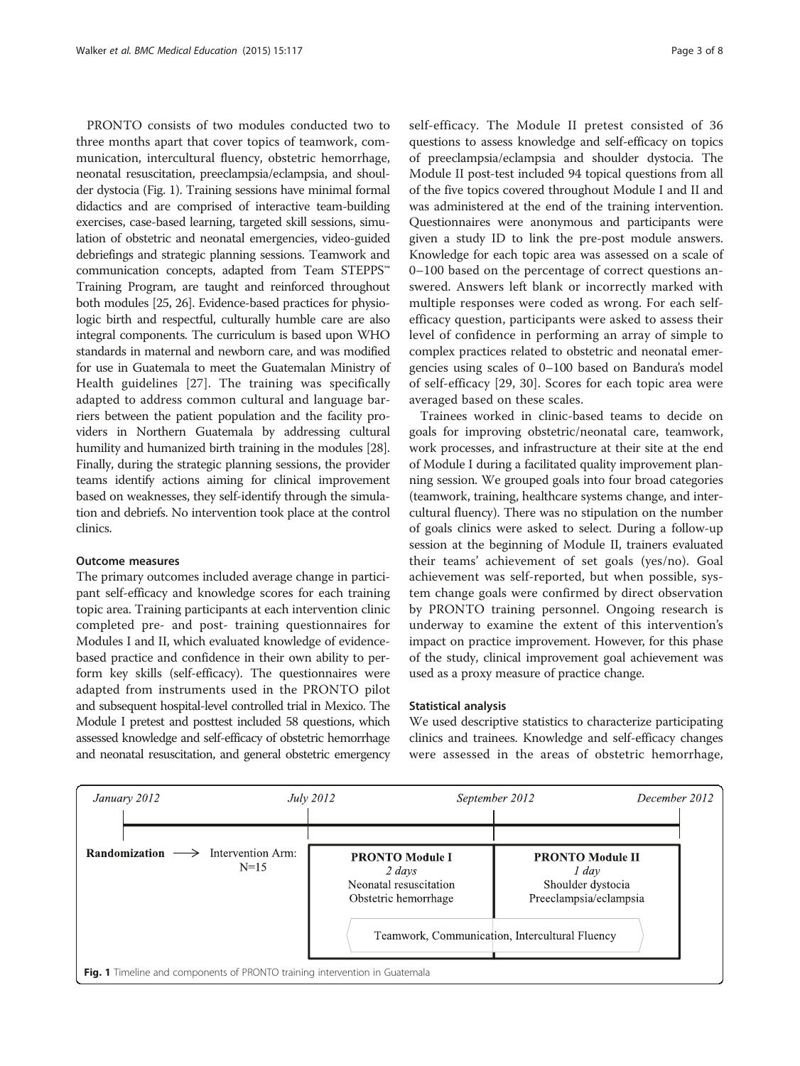PRONTO consists of two modules conducted two to three months apart that cover topics of teamwork, communication, intercultural fluency, obstetric hemorrhage, neonatal resuscitation, preeclampsia/eclampsia, and shoulder dystocia (Fig. 1). Training sessions have minimal formal didactics and are comprised of interactive team-building exercises, case-based learning, targeted skill sessions, simulation of obstetric and neonatal emergencies, video-guided debriefings and strategic planning sessions. Teamwork and communication concepts, adapted from Team STEPPS™ Training Program, are taught and reinforced throughout both modules [25, 26]. Evidence-based practices for physiologic birth and respectful, culturally humble care are also integral components. The curriculum is based upon WHO standards in maternal and newborn care, and was modified for use in Guatemala to meet the Guatemalan Ministry of Health guidelines [27]. The training was specifically adapted to address common cultural and language barriers between the patient population and the facility providers in Northern Guatemala by addressing cultural humility and humanized birth training in the modules [28]. Finally, during the strategic planning sessions, the provider teams identify actions aiming for clinical improvement based on weaknesses, they self-identify through the simulation and debriefs. No intervention took place at the control clinics.

### Outcome measures

The primary outcomes included average change in participant self-efficacy and knowledge scores for each training topic area. Training participants at each intervention clinic completed pre- and post- training questionnaires for Modules I and II, which evaluated knowledge of evidence-based practice and confidence in their own ability to perform key skills (self-efficacy). The questionnaires were adapted from instruments used in the PRONTO pilot and subsequent hospital-level controlled trial in Mexico. The Module I pretest and posttest included 58 questions, which assessed knowledge and self-efficacy of obstetric hemorrhage and neonatal resuscitation, and general obstetric emergency self-efficacy. The Module II pretest consisted of 36 questions to assess knowledge and self-efficacy on topics of preeclampsia/eclampsia and shoulder dystocia. The Module II post-test included 94 topical questions from all of the five topics covered throughout Module I and II and was administered at the end of the training intervention. Questionnaires were anonymous and participants were given a study ID to link the pre-post module answers. Knowledge for each topic area was assessed on a scale of 0–100 based on the percentage of correct questions answered. Answers left blank or incorrectly marked with multiple responses were coded as wrong. For each self-efficacy question, participants were asked to assess their level of confidence in performing an array of simple to complex practices related to obstetric and neonatal emergencies using scales of 0–100 based on Bandura's model of self-efficacy [29, 30]. Scores for each topic area were averaged based on these scales.

Trainees worked in clinic-based teams to decide on goals for improving obstetric/neonatal care, teamwork, work processes, and infrastructure at their site at the end of Module I during a facilitated quality improvement planning session. We grouped goals into four broad categories (teamwork, training, healthcare systems change, and intercultural fluency). There was no stipulation on the number of goals clinics were asked to select. During a follow-up session at the beginning of Module II, trainers evaluated their teams' achievement of set goals (yes/no). Goal achievement was self-reported, but when possible, system change goals were confirmed by direct observation by PRONTO training personnel. Ongoing research is underway to examine the extent of this intervention's impact on practice improvement. However, for this phase of the study, clinical improvement goal achievement was used as a proxy measure of practice change.

### Statistical analysis

We used descriptive statistics to characterize participating clinics and trainees. Knowledge and self-efficacy changes were assessed in the areas of obstetric hemorrhage,

January 2012 — July 2012 — September 2012 — December 2012

**Randomization** → Intervention Arm: N=15

**PRONTO Module I** — *2 days* — Neonatal resuscitation, Obstetric hemorrhage

**PRONTO Module II** — *1 day* — Shoulder dystocia, Preeclampsia/eclampsia

Teamwork, Communication, Intercultural Fluency

**Fig. 1** Timeline and components of PRONTO training intervention in Guatemala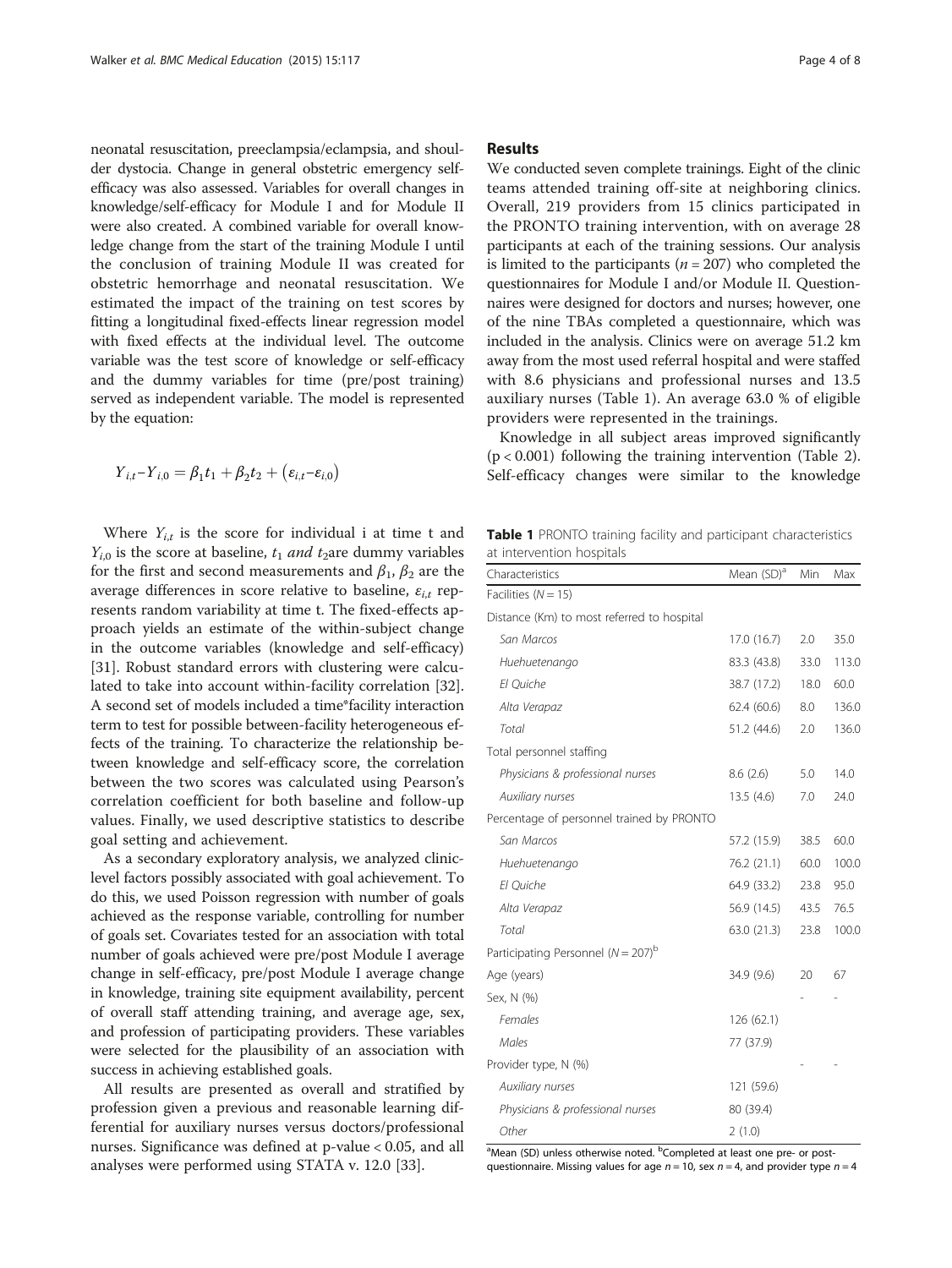neonatal resuscitation, preeclampsia/eclampsia, and shoulder dystocia. Change in general obstetric emergency self-efficacy was also assessed. Variables for overall changes in knowledge/self-efficacy for Module I and for Module II were also created. A combined variable for overall knowledge change from the start of the training Module I until the conclusion of training Module II was created for obstetric hemorrhage and neonatal resuscitation. We estimated the impact of the training on test scores by fitting a longitudinal fixed-effects linear regression model with fixed effects at the individual level. The outcome variable was the test score of knowledge or self-efficacy and the dummy variables for time (pre/post training) served as independent variable. The model is represented by the equation:

$$Y_{i,t} - Y_{i,0} = \beta_1 t_1 + \beta_2 t_2 + (\varepsilon_{i,t} - \varepsilon_{i,0})$$

Where $Y_{i,t}$ is the score for individual i at time t and $Y_{i,0}$ is the score at baseline, $t_1$ *and* $t_2$are dummy variables for the first and second measurements and $\beta_1$, $\beta_2$ are the average differences in score relative to baseline, $\varepsilon_{i,t}$ represents random variability at time t. The fixed-effects approach yields an estimate of the within-subject change in the outcome variables (knowledge and self-efficacy) [31]. Robust standard errors with clustering were calculated to take into account within-facility correlation [32]. A second set of models included a time*facility interaction term to test for possible between-facility heterogeneous effects of the training. To characterize the relationship between knowledge and self-efficacy score, the correlation between the two scores was calculated using Pearson's correlation coefficient for both baseline and follow-up values. Finally, we used descriptive statistics to describe goal setting and achievement.

As a secondary exploratory analysis, we analyzed clinic-level factors possibly associated with goal achievement. To do this, we used Poisson regression with number of goals achieved as the response variable, controlling for number of goals set. Covariates tested for an association with total number of goals achieved were pre/post Module I average change in self-efficacy, pre/post Module I average change in knowledge, training site equipment availability, percent of overall staff attending training, and average age, sex, and profession of participating providers. These variables were selected for the plausibility of an association with success in achieving established goals.

All results are presented as overall and stratified by profession given a previous and reasonable learning differential for auxiliary nurses versus doctors/professional nurses. Significance was defined at p-value < 0.05, and all analyses were performed using STATA v. 12.0 [33].

## Results

We conducted seven complete trainings. Eight of the clinic teams attended training off-site at neighboring clinics. Overall, 219 providers from 15 clinics participated in the PRONTO training intervention, with on average 28 participants at each of the training sessions. Our analysis is limited to the participants ($n = 207$) who completed the questionnaires for Module I and/or Module II. Questionnaires were designed for doctors and nurses; however, one of the nine TBAs completed a questionnaire, which was included in the analysis. Clinics were on average 51.2 km away from the most used referral hospital and were staffed with 8.6 physicians and professional nurses and 13.5 auxiliary nurses (Table 1). An average 63.0 % of eligible providers were represented in the trainings.

Knowledge in all subject areas improved significantly ($p < 0.001$) following the training intervention (Table 2). Self-efficacy changes were similar to the knowledge

**Table 1** PRONTO training facility and participant characteristics at intervention hospitals

| Characteristics | Mean (SD)[a] | Min | Max |
|---|---|---|---|
| Facilities ($N = 15$) | | | |
| Distance (Km) to most referred to hospital | | | |
| *San Marcos* | 17.0 (16.7) | 2.0 | 35.0 |
| *Huehuetenango* | 83.3 (43.8) | 33.0 | 113.0 |
| *El Quiche* | 38.7 (17.2) | 18.0 | 60.0 |
| *Alta Verapaz* | 62.4 (60.6) | 8.0 | 136.0 |
| *Total* | 51.2 (44.6) | 2.0 | 136.0 |
| Total personnel staffing | | | |
| *Physicians & professional nurses* | 8.6 (2.6) | 5.0 | 14.0 |
| *Auxiliary nurses* | 13.5 (4.6) | 7.0 | 24.0 |
| Percentage of personnel trained by PRONTO | | | |
| *San Marcos* | 57.2 (15.9) | 38.5 | 60.0 |
| *Huehuetenango* | 76.2 (21.1) | 60.0 | 100.0 |
| *El Quiche* | 64.9 (33.2) | 23.8 | 95.0 |
| *Alta Verapaz* | 56.9 (14.5) | 43.5 | 76.5 |
| *Total* | 63.0 (21.3) | 23.8 | 100.0 |
| Participating Personnel ($N = 207$)[b] | | | |
| Age (years) | 34.9 (9.6) | 20 | 67 |
| Sex, N (%) | | - | - |
| *Females* | 126 (62.1) | | |
| *Males* | 77 (37.9) | | |
| Provider type, N (%) | | - | - |
| *Auxiliary nurses* | 121 (59.6) | | |
| *Physicians & professional nurses* | 80 (39.4) | | |
| *Other* | 2 (1.0) | | |

[a]Mean (SD) unless otherwise noted. [b]Completed at least one pre- or post-questionnaire. Missing values for age $n = 10$, sex $n = 4$, and provider type $n = 4$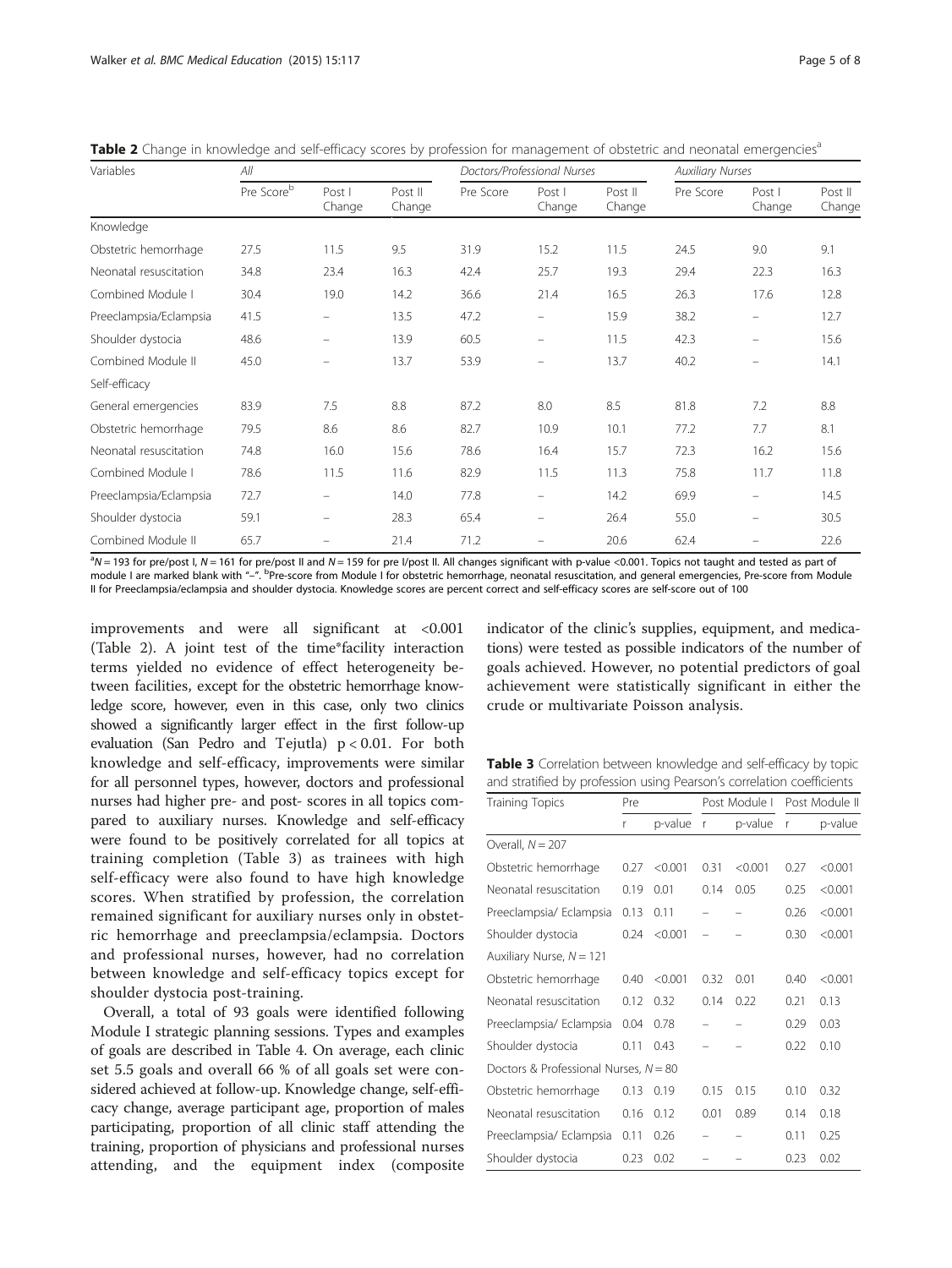**Table 2** Change in knowledge and self-efficacy scores by profession for management of obstetric and neonatal emergencies[a]

| Variables | All | | | Doctors/Professional Nurses | | | Auxiliary Nurses | | |
|---|---|---|---|---|---|---|---|---|---|
| | Pre Score[b] | Post I Change | Post II Change | Pre Score | Post I Change | Post II Change | Pre Score | Post I Change | Post II Change |
| Knowledge | | | | | | | | | |
| Obstetric hemorrhage | 27.5 | 11.5 | 9.5 | 31.9 | 15.2 | 11.5 | 24.5 | 9.0 | 9.1 |
| Neonatal resuscitation | 34.8 | 23.4 | 16.3 | 42.4 | 25.7 | 19.3 | 29.4 | 22.3 | 16.3 |
| Combined Module I | 30.4 | 19.0 | 14.2 | 36.6 | 21.4 | 16.5 | 26.3 | 17.6 | 12.8 |
| Preeclampsia/Eclampsia | 41.5 | – | 13.5 | 47.2 | – | 15.9 | 38.2 | – | 12.7 |
| Shoulder dystocia | 48.6 | – | 13.9 | 60.5 | – | 11.5 | 42.3 | – | 15.6 |
| Combined Module II | 45.0 | – | 13.7 | 53.9 | – | 13.7 | 40.2 | – | 14.1 |
| Self-efficacy | | | | | | | | | |
| General emergencies | 83.9 | 7.5 | 8.8 | 87.2 | 8.0 | 8.5 | 81.8 | 7.2 | 8.8 |
| Obstetric hemorrhage | 79.5 | 8.6 | 8.6 | 82.7 | 10.9 | 10.1 | 77.2 | 7.7 | 8.1 |
| Neonatal resuscitation | 74.8 | 16.0 | 15.6 | 78.6 | 16.4 | 15.7 | 72.3 | 16.2 | 15.6 |
| Combined Module I | 78.6 | 11.5 | 11.6 | 82.9 | 11.5 | 11.3 | 75.8 | 11.7 | 11.8 |
| Preeclampsia/Eclampsia | 72.7 | – | 14.0 | 77.8 | – | 14.2 | 69.9 | – | 14.5 |
| Shoulder dystocia | 59.1 | – | 28.3 | 65.4 | – | 26.4 | 55.0 | – | 30.5 |
| Combined Module II | 65.7 | – | 21.4 | 71.2 | – | 20.6 | 62.4 | – | 22.6 |

[a]$N = 193$ for pre/post I, $N = 161$ for pre/post II and $N = 159$ for pre I/post II. All changes significant with p-value <0.001. Topics not taught and tested as part of module I are marked blank with "–". [b]Pre-score from Module I for obstetric hemorrhage, neonatal resuscitation, and general emergencies, Pre-score from Module II for Preeclampsia/eclampsia and shoulder dystocia. Knowledge scores are percent correct and self-efficacy scores are self-score out of 100

improvements and were all significant at <0.001 (Table 2). A joint test of the time*facility interaction terms yielded no evidence of effect heterogeneity between facilities, except for the obstetric hemorrhage knowledge score, however, even in this case, only two clinics showed a significantly larger effect in the first follow-up evaluation (San Pedro and Tejutla) $p < 0.01$. For both knowledge and self-efficacy, improvements were similar for all personnel types, however, doctors and professional nurses had higher pre- and post- scores in all topics compared to auxiliary nurses. Knowledge and self-efficacy were found to be positively correlated for all topics at training completion (Table 3) as trainees with high self-efficacy were also found to have high knowledge scores. When stratified by profession, the correlation remained significant for auxiliary nurses only in obstetric hemorrhage and preeclampsia/eclampsia. Doctors and professional nurses, however, had no correlation between knowledge and self-efficacy topics except for shoulder dystocia post-training.

Overall, a total of 93 goals were identified following Module I strategic planning sessions. Types and examples of goals are described in Table 4. On average, each clinic set 5.5 goals and overall 66 % of all goals set were considered achieved at follow-up. Knowledge change, self-efficacy change, average participant age, proportion of males participating, proportion of all clinic staff attending the training, proportion of physicians and professional nurses attending, and the equipment index (composite indicator of the clinic's supplies, equipment, and medications) were tested as possible indicators of the number of goals achieved. However, no potential predictors of goal achievement were statistically significant in either the crude or multivariate Poisson analysis.

**Table 3** Correlation between knowledge and self-efficacy by topic and stratified by profession using Pearson's correlation coefficients

| Training Topics | Pre | | Post Module I | | Post Module II | |
|---|---|---|---|---|---|---|
| | r | p-value | r | p-value | r | p-value |
| Overall, $N = 207$ | | | | | | |
| Obstetric hemorrhage | 0.27 | <0.001 | 0.31 | <0.001 | 0.27 | <0.001 |
| Neonatal resuscitation | 0.19 | 0.01 | 0.14 | 0.05 | 0.25 | <0.001 |
| Preeclampsia/ Eclampsia | 0.13 | 0.11 | – | – | 0.26 | <0.001 |
| Shoulder dystocia | 0.24 | <0.001 | – | – | 0.30 | <0.001 |
| Auxiliary Nurse, $N = 121$ | | | | | | |
| Obstetric hemorrhage | 0.40 | <0.001 | 0.32 | 0.01 | 0.40 | <0.001 |
| Neonatal resuscitation | 0.12 | 0.32 | 0.14 | 0.22 | 0.21 | 0.13 |
| Preeclampsia/ Eclampsia | 0.04 | 0.78 | – | – | 0.29 | 0.03 |
| Shoulder dystocia | 0.11 | 0.43 | – | – | 0.22 | 0.10 |
| Doctors & Professional Nurses, $N = 80$ | | | | | | |
| Obstetric hemorrhage | 0.13 | 0.19 | 0.15 | 0.15 | 0.10 | 0.32 |
| Neonatal resuscitation | 0.16 | 0.12 | 0.01 | 0.89 | 0.14 | 0.18 |
| Preeclampsia/ Eclampsia | 0.11 | 0.26 | – | – | 0.11 | 0.25 |
| Shoulder dystocia | 0.23 | 0.02 | – | – | 0.23 | 0.02 |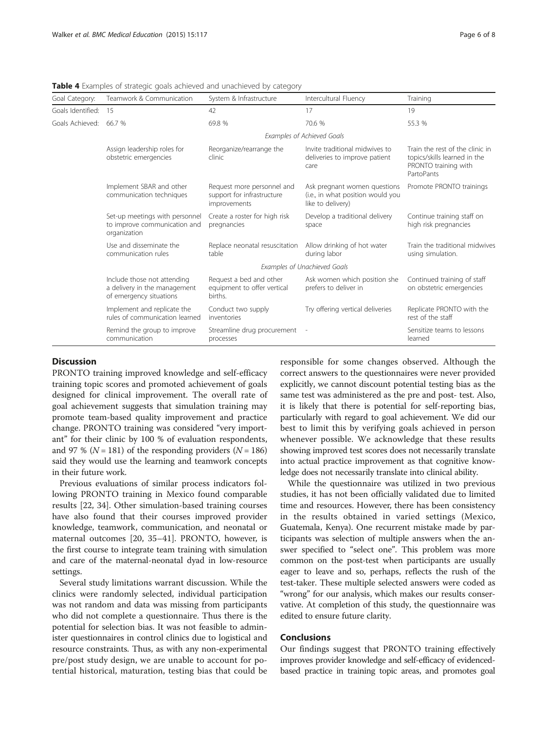**Table 4** Examples of strategic goals achieved and unachieved by category

| Goal Category: | Teamwork & Communication | System & Infrastructure | Intercultural Fluency | Training |
|---|---|---|---|---|
| Goals Identified: | 15 | 42 | 17 | 19 |
| Goals Achieved: | 66.7 % | 69.8 % | 70.6 % | 55.3 % |
| | *Examples of Achieved Goals* | | | |
| | Assign leadership roles for obstetric emergencies | Reorganize/rearrange the clinic | Invite traditional midwives to deliveries to improve patient care | Train the rest of the clinic in topics/skills learned in the PRONTO training with PartoPants |
| | Implement SBAR and other communication techniques | Request more personnel and support for infrastructure improvements | Ask pregnant women questions (i.e., in what position would you like to delivery) | Promote PRONTO trainings |
| | Set-up meetings with personnel to improve communication and organization | Create a roster for high risk pregnancies | Develop a traditional delivery space | Continue training staff on high risk pregnancies |
| | Use and disseminate the communication rules | Replace neonatal resuscitation table | Allow drinking of hot water during labor | Train the traditional midwives using simulation. |
| | *Examples of Unachieved Goals* | | | |
| | Include those not attending a delivery in the management of emergency situations | Request a bed and other equipment to offer vertical births. | Ask women which position she prefers to deliver in | Continued training of staff on obstetric emergencies |
| | Implement and replicate the rules of communication learned | Conduct two supply inventories | Try offering vertical deliveries | Replicate PRONTO with the rest of the staff |
| | Remind the group to improve communication | Streamline drug procurement processes | - | Sensitize teams to lessons learned |

## Discussion

PRONTO training improved knowledge and self-efficacy training topic scores and promoted achievement of goals designed for clinical improvement. The overall rate of goal achievement suggests that simulation training may promote team-based quality improvement and practice change. PRONTO training was considered "very important" for their clinic by 100 % of evaluation respondents, and 97 % ($N = 181$) of the responding providers ($N = 186$) said they would use the learning and teamwork concepts in their future work.

Previous evaluations of similar process indicators following PRONTO training in Mexico found comparable results [22, 34]. Other simulation-based training courses have also found that their courses improved provider knowledge, teamwork, communication, and neonatal or maternal outcomes [20, 35–41]. PRONTO, however, is the first course to integrate team training with simulation and care of the maternal-neonatal dyad in low-resource settings.

Several study limitations warrant discussion. While the clinics were randomly selected, individual participation was not random and data was missing from participants who did not complete a questionnaire. Thus there is the potential for selection bias. It was not feasible to administer questionnaires in control clinics due to logistical and resource constraints. Thus, as with any non-experimental pre/post study design, we are unable to account for potential historical, maturation, testing bias that could be responsible for some changes observed. Although the correct answers to the questionnaires were never provided explicitly, we cannot discount potential testing bias as the same test was administered as the pre and post- test. Also, it is likely that there is potential for self-reporting bias, particularly with regard to goal achievement. We did our best to limit this by verifying goals achieved in person whenever possible. We acknowledge that these results showing improved test scores does not necessarily translate into actual practice improvement as that cognitive knowledge does not necessarily translate into clinical ability.

While the questionnaire was utilized in two previous studies, it has not been officially validated due to limited time and resources. However, there has been consistency in the results obtained in varied settings (Mexico, Guatemala, Kenya). One recurrent mistake made by participants was selection of multiple answers when the answer specified to "select one". This problem was more common on the post-test when participants are usually eager to leave and so, perhaps, reflects the rush of the test-taker. These multiple selected answers were coded as "wrong" for our analysis, which makes our results conservative. At completion of this study, the questionnaire was edited to ensure future clarity.

## Conclusions

Our findings suggest that PRONTO training effectively improves provider knowledge and self-efficacy of evidenced-based practice in training topic areas, and promotes goal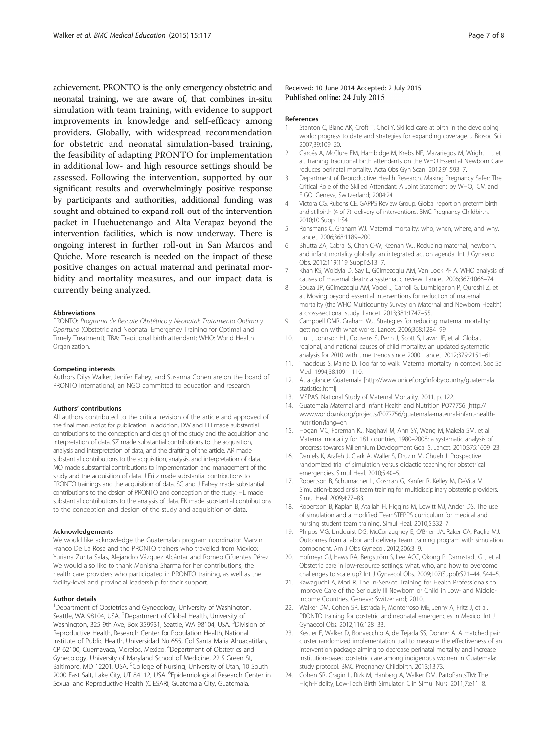achievement. PRONTO is the only emergency obstetric and neonatal training, we are aware of, that combines in-situ simulation with team training, with evidence to support improvements in knowledge and self-efficacy among providers. Globally, with widespread recommendation for obstetric and neonatal simulation-based training, the feasibility of adapting PRONTO for implementation in additional low- and high resource settings should be assessed. Following the intervention, supported by our significant results and overwhelmingly positive response by participants and authorities, additional funding was sought and obtained to expand roll-out of the intervention packet in Huehuetenango and Alta Verapaz beyond the intervention facilities, which is now underway. There is ongoing interest in further roll-out in San Marcos and Quiche. More research is needed on the impact of these positive changes on actual maternal and perinatal morbidity and mortality measures, and our impact data is currently being analyzed.

#### Abbreviations

PRONTO: *Programa de Rescate Obstétrico y Neonatal: Tratamiento Óptimo y Oportuno* (Obstetric and Neonatal Emergency Training for Optimal and Timely Treatment); TBA: Traditional birth attendant; WHO: World Health Organization.

#### Competing interests

Authors Dilys Walker, Jenifer Fahey, and Susanna Cohen are on the board of PRONTO International, an NGO committed to education and research

#### Authors' contributions

All authors contributed to the critical revision of the article and approved of the final manuscript for publication. In addition, DW and FH made substantial contributions to the conception and design of the study and the acquisition and interpretation of data. SZ made substantial contributions to the acquisition, analysis and interpretation of data, and the drafting of the article. AR made substantial contributions to the acquisition, analysis, and interpretation of data. MO made substantial contributions to implementation and management of the study and the acquisition of data. J Fritz made substantial contributions to PRONTO trainings and the acquisition of data. SC and J Fahey made substantial contributions to the design of PRONTO and conception of the study. HL made substantial contributions to the analysis of data. EK made substantial contributions to the conception and design of the study and acquisition of data.

#### Acknowledgements

We would like acknowledge the Guatemalan program coordinator Marvin Franco De La Rosa and the PRONTO trainers who travelled from Mexico: Yuriana Zurita Salas, Alejandro Vázquez Alcántar and Romeo Cifuentes Pérez. We would also like to thank Monisha Sharma for her contributions, the health care providers who participated in PRONTO training, as well as the facility-level and provincial leadership for their support.

#### Author details

[1]Department of Obstetrics and Gynecology, University of Washington, Seattle, WA 98104, USA. [2]Department of Global Health, University of Washington, 325 9th Ave, Box 359931, Seattle, WA 98104, USA. [3]Division of Reproductive Health, Research Center for Population Health, National Institute of Public Health, Universidad No 655, Col Santa Maria Ahuacatitlan, CP 62100, Cuernavaca, Morelos, Mexico. [4]Department of Obstetrics and Gynecology, University of Maryland School of Medicine, 22 S Green St, Baltimore, MD 12201, USA. [5]College of Nursing, University of Utah, 10 South 2000 East Salt, Lake City, UT 84112, USA. [6]Epidemiological Research Center in Sexual and Reproductive Health (CIESAR), Guatemala City, Guatemala.

Received: 10 June 2014 Accepted: 2 July 2015
Published online: 24 July 2015

#### References

1. Stanton C, Blanc AK, Croft T, Choi Y. Skilled care at birth in the developing world: progress to date and strategies for expanding coverage. J Biosoc Sci. 2007;39:109–20.
2. Garcés A, McClure EM, Hambidge M, Krebs NF, Mazariegos M, Wright LL, et al. Training traditional birth attendants on the WHO Essential Newborn Care reduces perinatal mortality. Acta Obs Gyn Scan. 2012;91:593–7.
3. Department of Reproductive Health Research. Making Pregnancy Safer: The Critical Role of the Skilled Attendant: A Joint Statement by WHO, ICM and FIGO. Geneva, Switzerland; 2004:24.
4. Victora CG, Rubens CE, GAPPS Review Group. Global report on preterm birth and stillbirth (4 of 7): delivery of interventions. BMC Pregnancy Childbirth. 2010;10 Suppl 1:S4.
5. Ronsmans C, Graham WJ. Maternal mortality: who, when, where, and why. Lancet. 2006;368:1189–200.
6. Bhutta ZA, Cabral S, Chan C-W, Keenan WJ. Reducing maternal, newborn, and infant mortality globally: an integrated action agenda. Int J Gynaecol Obs. 2012;119(119 Suppl):S13–7.
7. Khan KS, Wojdyla D, Say L, Gülmezoglu AM, Van Look PF A. WHO analysis of causes of maternal death: a systematic review. Lancet. 2006;367:1066–74.
8. Souza JP, Gülmezoglu AM, Vogel J, Carroli G, Lumbiganon P, Qureshi Z, et al. Moving beyond essential interventions for reduction of maternal mortality (the WHO Multicountry Survey on Maternal and Newborn Health): a cross-sectional study. Lancet. 2013;381:1747–55.
9. Campbell OMR, Graham WJ. Strategies for reducing maternal mortality: getting on with what works. Lancet. 2006;368:1284–99.
10. Liu L, Johnson HL, Cousens S, Perin J, Scott S, Lawn JE, et al. Global, regional, and national causes of child mortality: an updated systematic analysis for 2010 with time trends since 2000. Lancet. 2012;379:2151–61.
11. Thaddeus S, Maine D. Too far to walk: Maternal mortality in context. Soc Sci Med. 1994;38:1091–110.
12. At a glance: Guatemala [http://www.unicef.org/infobycountry/guatemala_statistics.html]
13. MSPAS. National Study of Maternal Mortality. 2011. p. 122.
14. Guatemala Maternal and Infant Health and Nutrition PO77756 [http://www.worldbank.org/projects/P077756/guatemala-maternal-infant-health-nutrition?lang=en]
15. Hogan MC, Foreman KJ, Naghavi M, Ahn SY, Wang M, Makela SM, et al. Maternal mortality for 181 countries, 1980–2008: a systematic analysis of progress towards Millennium Development Goal 5. Lancet. 2010;375:1609–23.
16. Daniels K, Arafeh J, Clark A, Waller S, Druzin M, Chueh J. Prospective randomized trial of simulation versus didactic teaching for obstetrical emergencies. Simul Heal. 2010;5:40–5.
17. Robertson B, Schumacher L, Gosman G, Kanfer R, Kelley M, DeVita M. Simulation-based crisis team training for multidisciplinary obstetric providers. Simul Heal. 2009;4:77–83.
18. Robertson B, Kaplan B, Atallah H, Higgins M, Lewitt MJ, Ander DS. The use of simulation and a modified TeamSTEPPS curriculum for medical and nursing student team training. Simul Heal. 2010;5:332–7.
19. Phipps MG, Lindquist DG, McConaughey E, O'Brien JA, Raker CA, Paglia MJ. Outcomes from a labor and delivery team training program with simulation component. Am J Obs Gynecol. 2012;206:3–9.
20. Hofmeyr GJ, Haws RA, Bergström S, Lee ACC, Okong P, Darmstadt GL, et al. Obstetric care in low-resource settings: what, who, and how to overcome challenges to scale up? Int J Gynaecol Obs. 2009;107(Suppl):S21–44. S44–5.
21. Kawaguchi A, Mori R. The In-Service Training for Health Professionals to Improve Care of the Seriously Ill Newborn or Child in Low- and Middle-Income Countries. Geneva: Switzerland; 2010.
22. Walker DM, Cohen SR, Estrada F, Monterroso ME, Jenny A, Fritz J, et al. PRONTO training for obstetric and neonatal emergencies in Mexico. Int J Gynaecol Obs. 2012;116:128–33.
23. Kestler E, Walker D, Bonvecchio A, de Tejada SS, Donner A. A matched pair cluster randomized implementation trail to measure the effectiveness of an intervention package aiming to decrease perinatal mortality and increase institution-based obstetric care among indigenous women in Guatemala: study protocol. BMC Pregnancy Childbirth. 2013;13:73.
24. Cohen SR, Cragin L, Rizk M, Hanberg A, Walker DM. PartoPantsTM: The High-Fidelity, Low-Tech Birth Simulator. Clin Simul Nurs. 2011;7:e11–8.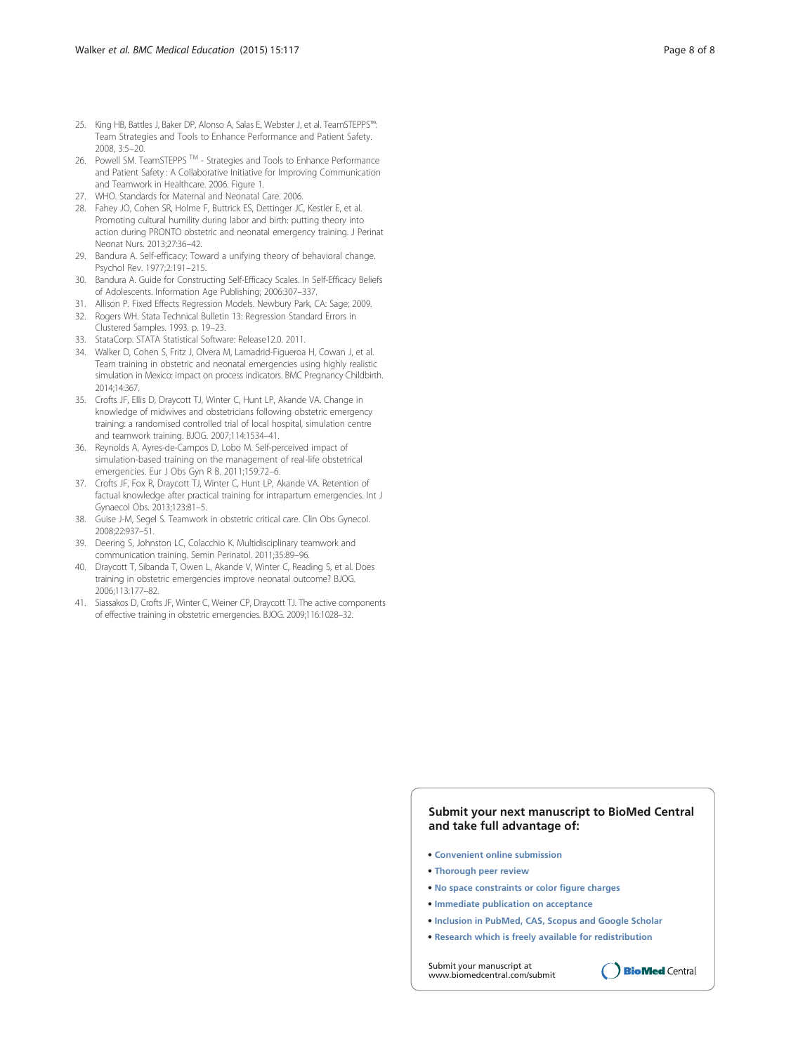25. King HB, Battles J, Baker DP, Alonso A, Salas E, Webster J, et al. TeamSTEPPS™: Team Strategies and Tools to Enhance Performance and Patient Safety. 2008, 3:5–20.
26. Powell SM. TeamSTEPPS ™ - Strategies and Tools to Enhance Performance and Patient Safety : A Collaborative Initiative for Improving Communication and Teamwork in Healthcare. 2006. Figure 1.
27. WHO. Standards for Maternal and Neonatal Care. 2006.
28. Fahey JO, Cohen SR, Holme F, Buttrick ES, Dettinger JC, Kestler E, et al. Promoting cultural humility during labor and birth: putting theory into action during PRONTO obstetric and neonatal emergency training. J Perinat Neonat Nurs. 2013;27:36–42.
29. Bandura A. Self-efficacy: Toward a unifying theory of behavioral change. Psychol Rev. 1977;2:191–215.
30. Bandura A. Guide for Constructing Self-Efficacy Scales. In Self-Efficacy Beliefs of Adolescents. Information Age Publishing; 2006:307–337.
31. Allison P. Fixed Effects Regression Models. Newbury Park, CA: Sage; 2009.
32. Rogers WH. Stata Technical Bulletin 13: Regression Standard Errors in Clustered Samples. 1993. p. 19–23.
33. StataCorp. STATA Statistical Software: Release12.0. 2011.
34. Walker D, Cohen S, Fritz J, Olvera M, Lamadrid-Figueroa H, Cowan J, et al. Team training in obstetric and neonatal emergencies using highly realistic simulation in Mexico: impact on process indicators. BMC Pregnancy Childbirth. 2014;14:367.
35. Crofts JF, Ellis D, Draycott TJ, Winter C, Hunt LP, Akande VA. Change in knowledge of midwives and obstetricians following obstetric emergency training: a randomised controlled trial of local hospital, simulation centre and teamwork training. BJOG. 2007;114:1534–41.
36. Reynolds A, Ayres-de-Campos D, Lobo M. Self-perceived impact of simulation-based training on the management of real-life obstetrical emergencies. Eur J Obs Gyn R B. 2011;159:72–6.
37. Crofts JF, Fox R, Draycott TJ, Winter C, Hunt LP, Akande VA. Retention of factual knowledge after practical training for intrapartum emergencies. Int J Gynaecol Obs. 2013;123:81–5.
38. Guise J-M, Segel S. Teamwork in obstetric critical care. Clin Obs Gynecol. 2008;22:937–51.
39. Deering S, Johnston LC, Colacchio K. Multidisciplinary teamwork and communication training. Semin Perinatol. 2011;35:89–96.
40. Draycott T, Sibanda T, Owen L, Akande V, Winter C, Reading S, et al. Does training in obstetric emergencies improve neonatal outcome? BJOG. 2006;113:177–82.
41. Siassakos D, Crofts JF, Winter C, Weiner CP, Draycott TJ. The active components of effective training in obstetric emergencies. BJOG. 2009;116:1028–32.

**Submit your next manuscript to BioMed Central and take full advantage of:**

- Convenient online submission
- Thorough peer review
- No space constraints or color figure charges
- Immediate publication on acceptance
- Inclusion in PubMed, CAS, Scopus and Google Scholar
- Research which is freely available for redistribution

Submit your manuscript at
www.biomedcentral.com/submit

BioMed Central